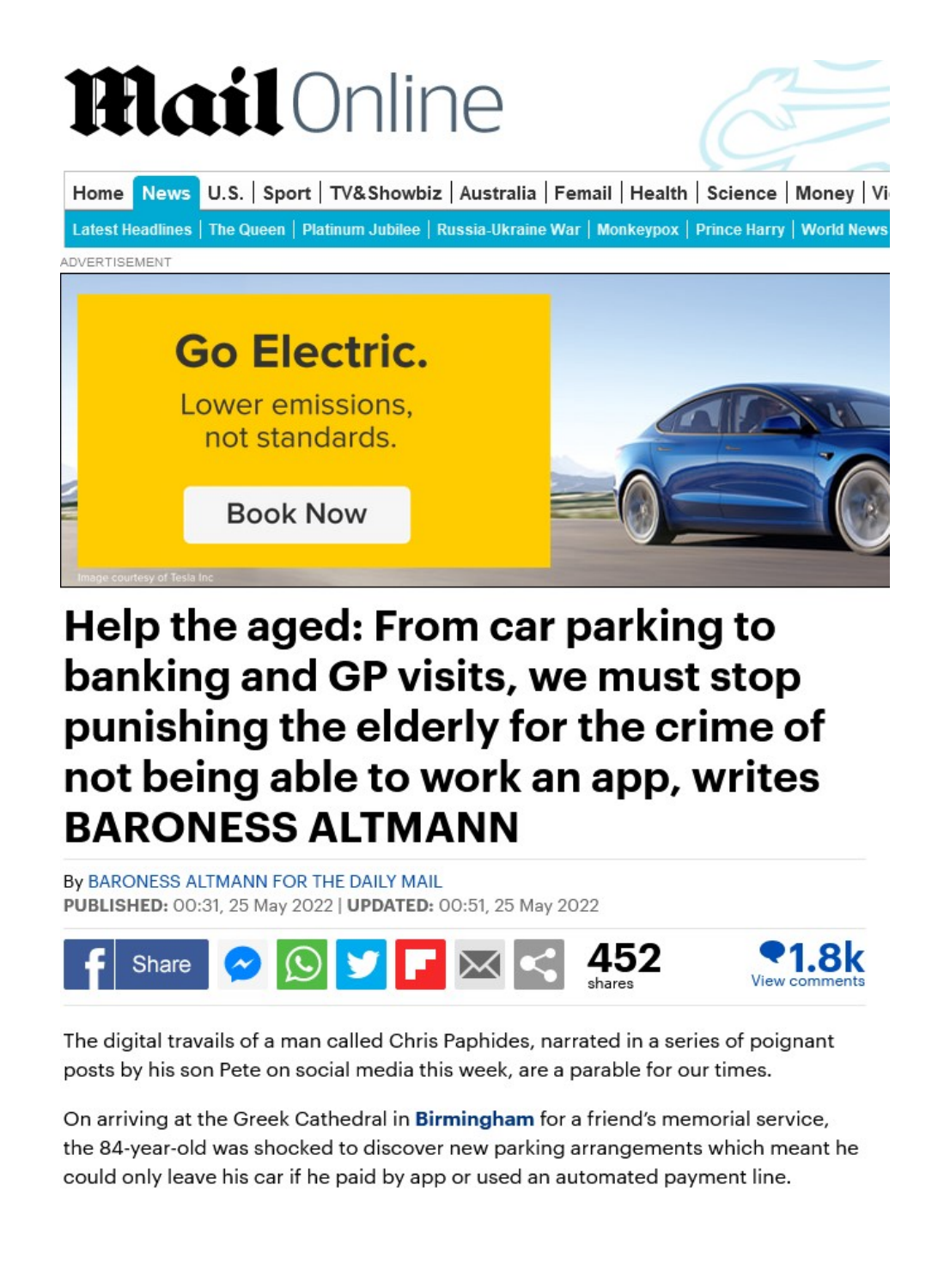# Help the aged: From car parking to banking and GP visits, we must stop punishing the elderly for the crime of not being able to work an app, writes BARONESS ALTMANN

By BARONESS ALTMANN FOR THE DAILY MAIL

**PUBLISHED:** 00:31, 25 May 2022 | **UPDATED:** 00:51, 25 May 2022

The digital travails of a man called Chris Paphides, narrated in a series of poignant posts by his son Pete on social media this week, are a parable for our times.

On arriving at the Greek Cathedral in **Birmingham** for a friend's memorial service, the 84-year-old was shocked to discover new parking arrangements which meant he could only leave his car if he paid by app or used an automated payment line.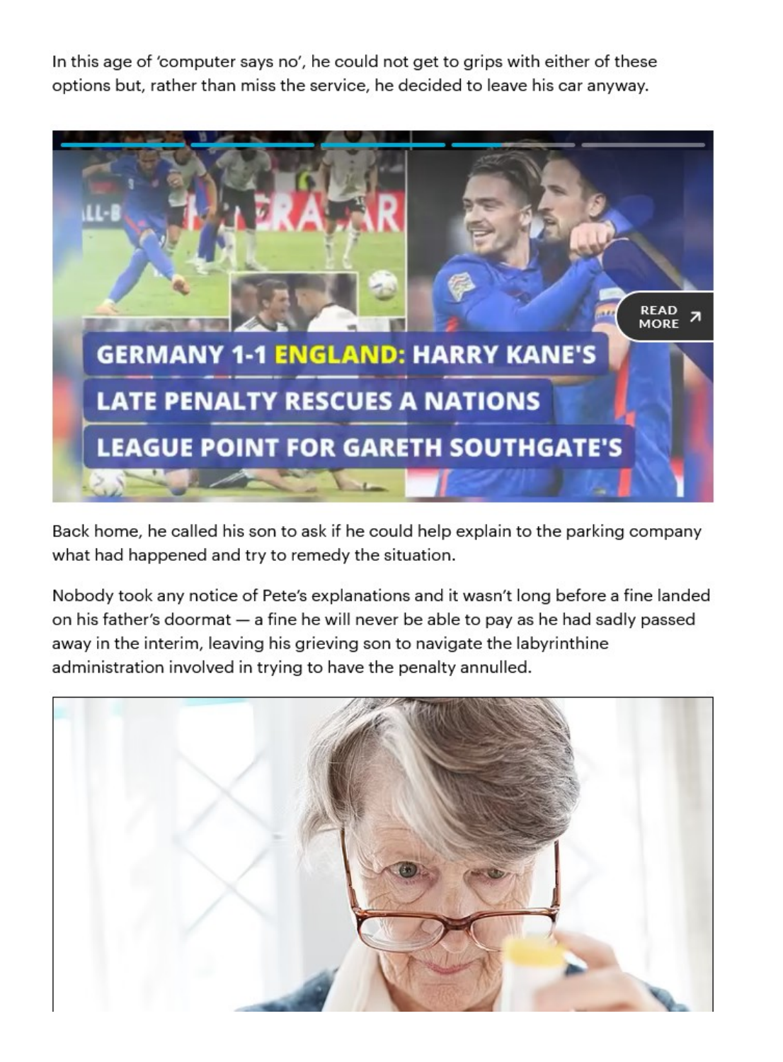In this age of 'computer says no', he could not get to grips with either of these options but, rather than miss the service, he decided to leave his car anyway.

Back home, he called his son to ask if he could help explain to the parking company what had happened and try to remedy the situation.

Nobody took any notice of Pete's explanations and it wasn't long before a fine landed on his father's doormat — a fine he will never be able to pay as he had sadly passed away in the interim, leaving his grieving son to navigate the labyrinthine administration involved in trying to have the penalty annulled.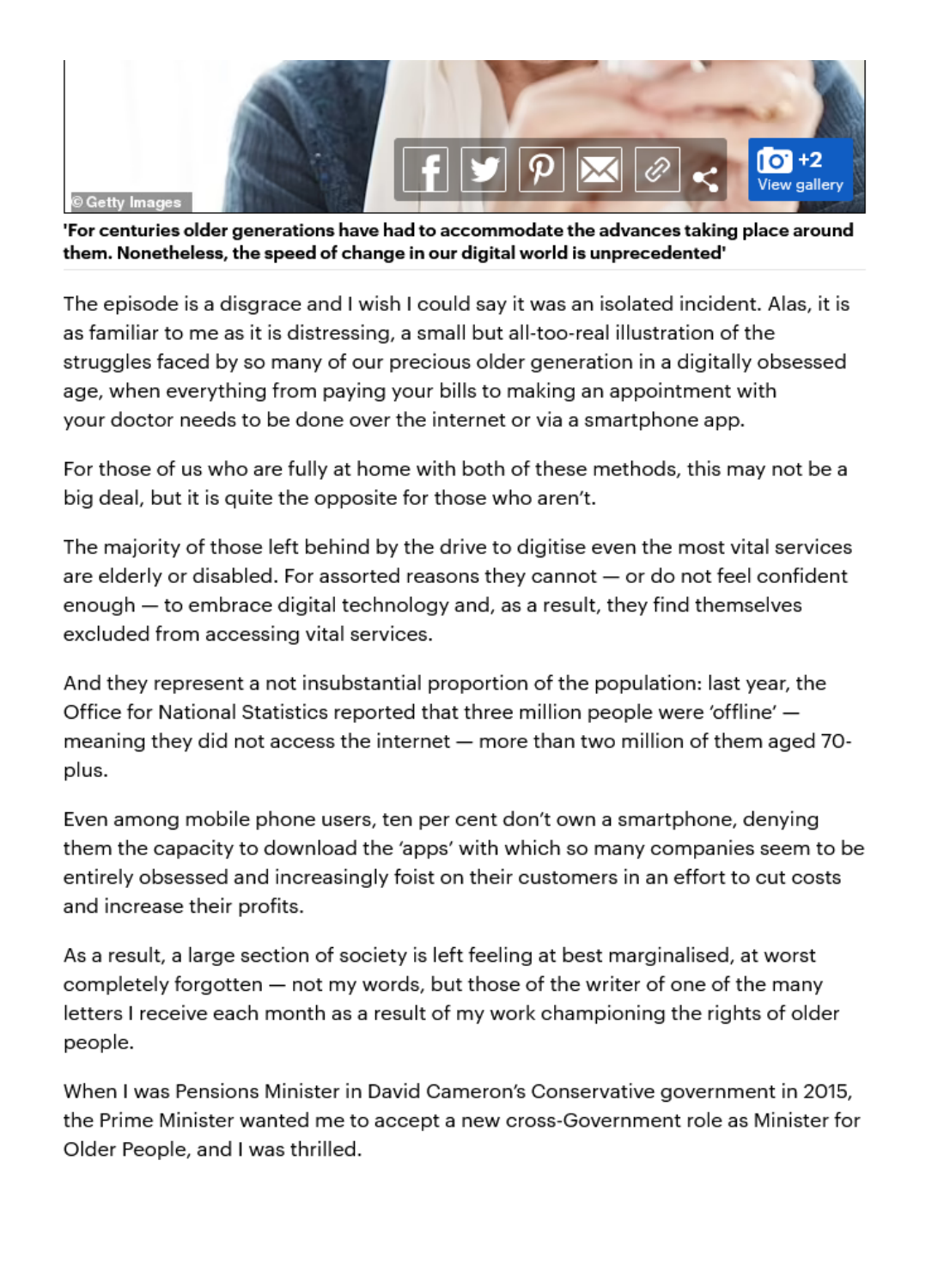**'For centuries older generations have had to accommodate the advances taking place around them. Nonetheless, the speed of change in our digital world is unprecedented'**

The episode is a disgrace and I wish I could say it was an isolated incident. Alas, it is as familiar to me as it is distressing, a small but all-too-real illustration of the struggles faced by so many of our precious older generation in a digitally obsessed age, when everything from paying your bills to making an appointment with your doctor needs to be done over the internet or via a smartphone app.

For those of us who are fully at home with both of these methods, this may not be a big deal, but it is quite the opposite for those who aren't.

The majority of those left behind by the drive to digitise even the most vital services are elderly or disabled. For assorted reasons they cannot — or do not feel confident enough — to embrace digital technology and, as a result, they find themselves excluded from accessing vital services.

And they represent a not insubstantial proportion of the population: last year, the Office for National Statistics reported that three million people were 'offline' — meaning they did not access the internet — more than two million of them aged 70-plus.

Even among mobile phone users, ten per cent don't own a smartphone, denying them the capacity to download the 'apps' with which so many companies seem to be entirely obsessed and increasingly foist on their customers in an effort to cut costs and increase their profits.

As a result, a large section of society is left feeling at best marginalised, at worst completely forgotten — not my words, but those of the writer of one of the many letters I receive each month as a result of my work championing the rights of older people.

When I was Pensions Minister in David Cameron's Conservative government in 2015, the Prime Minister wanted me to accept a new cross-Government role as Minister for Older People, and I was thrilled.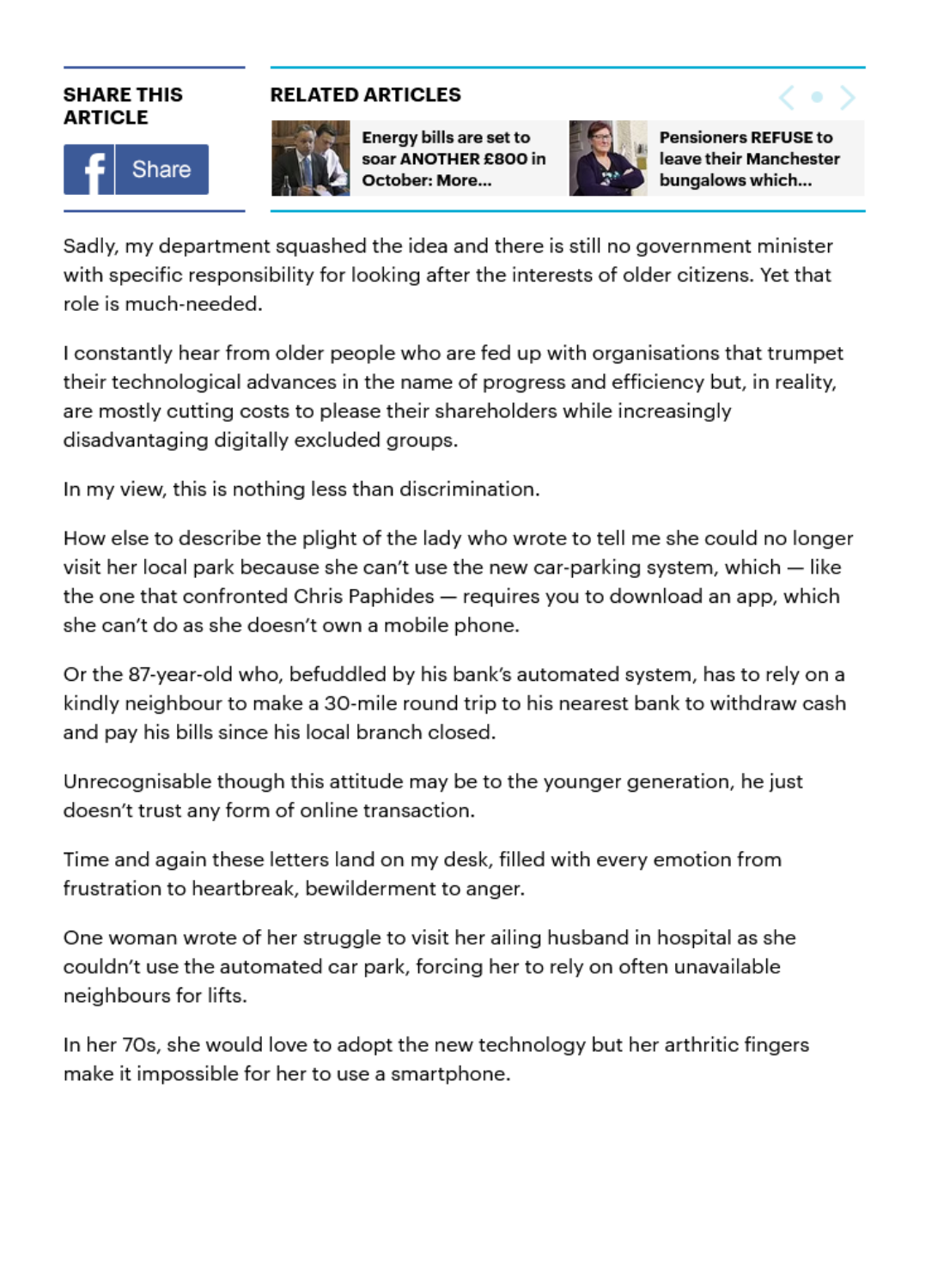Sadly, my department squashed the idea and there is still no government minister with specific responsibility for looking after the interests of older citizens. Yet that role is much-needed.

I constantly hear from older people who are fed up with organisations that trumpet their technological advances in the name of progress and efficiency but, in reality, are mostly cutting costs to please their shareholders while increasingly disadvantaging digitally excluded groups.

In my view, this is nothing less than discrimination.

How else to describe the plight of the lady who wrote to tell me she could no longer visit her local park because she can't use the new car-parking system, which — like the one that confronted Chris Paphides — requires you to download an app, which she can't do as she doesn't own a mobile phone.

Or the 87-year-old who, befuddled by his bank's automated system, has to rely on a kindly neighbour to make a 30-mile round trip to his nearest bank to withdraw cash and pay his bills since his local branch closed.

Unrecognisable though this attitude may be to the younger generation, he just doesn't trust any form of online transaction.

Time and again these letters land on my desk, filled with every emotion from frustration to heartbreak, bewilderment to anger.

One woman wrote of her struggle to visit her ailing husband in hospital as she couldn't use the automated car park, forcing her to rely on often unavailable neighbours for lifts.

In her 70s, she would love to adopt the new technology but her arthritic fingers make it impossible for her to use a smartphone.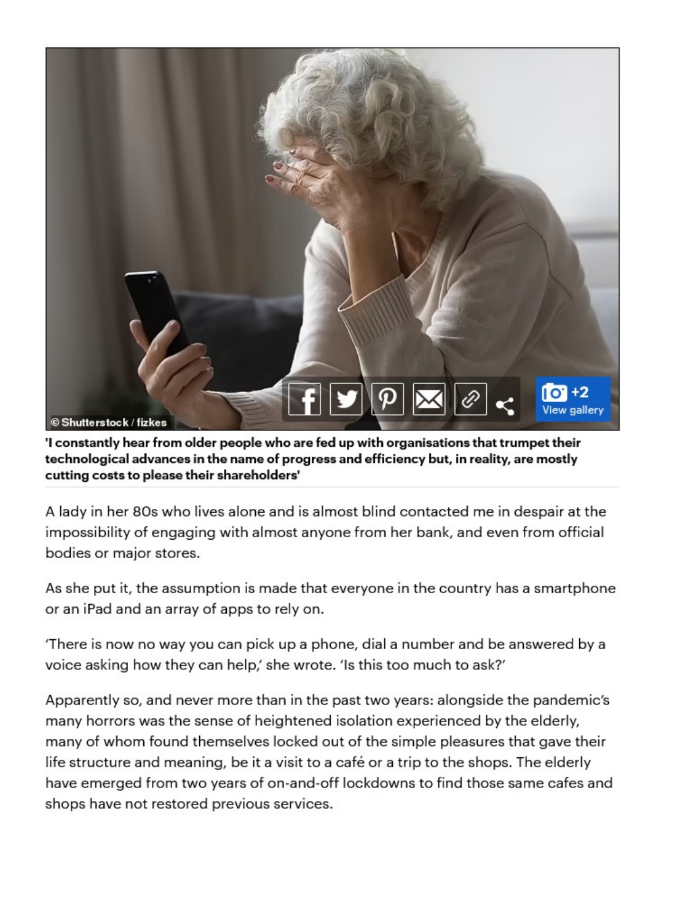**'I constantly hear from older people who are fed up with organisations that trumpet their technological advances in the name of progress and efficiency but, in reality, are mostly cutting costs to please their shareholders'**

A lady in her 80s who lives alone and is almost blind contacted me in despair at the impossibility of engaging with almost anyone from her bank, and even from official bodies or major stores.

As she put it, the assumption is made that everyone in the country has a smartphone or an iPad and an array of apps to rely on.

'There is now no way you can pick up a phone, dial a number and be answered by a voice asking how they can help,' she wrote. 'Is this too much to ask?'

Apparently so, and never more than in the past two years: alongside the pandemic's many horrors was the sense of heightened isolation experienced by the elderly, many of whom found themselves locked out of the simple pleasures that gave their life structure and meaning, be it a visit to a café or a trip to the shops. The elderly have emerged from two years of on-and-off lockdowns to find those same cafes and shops have not restored previous services.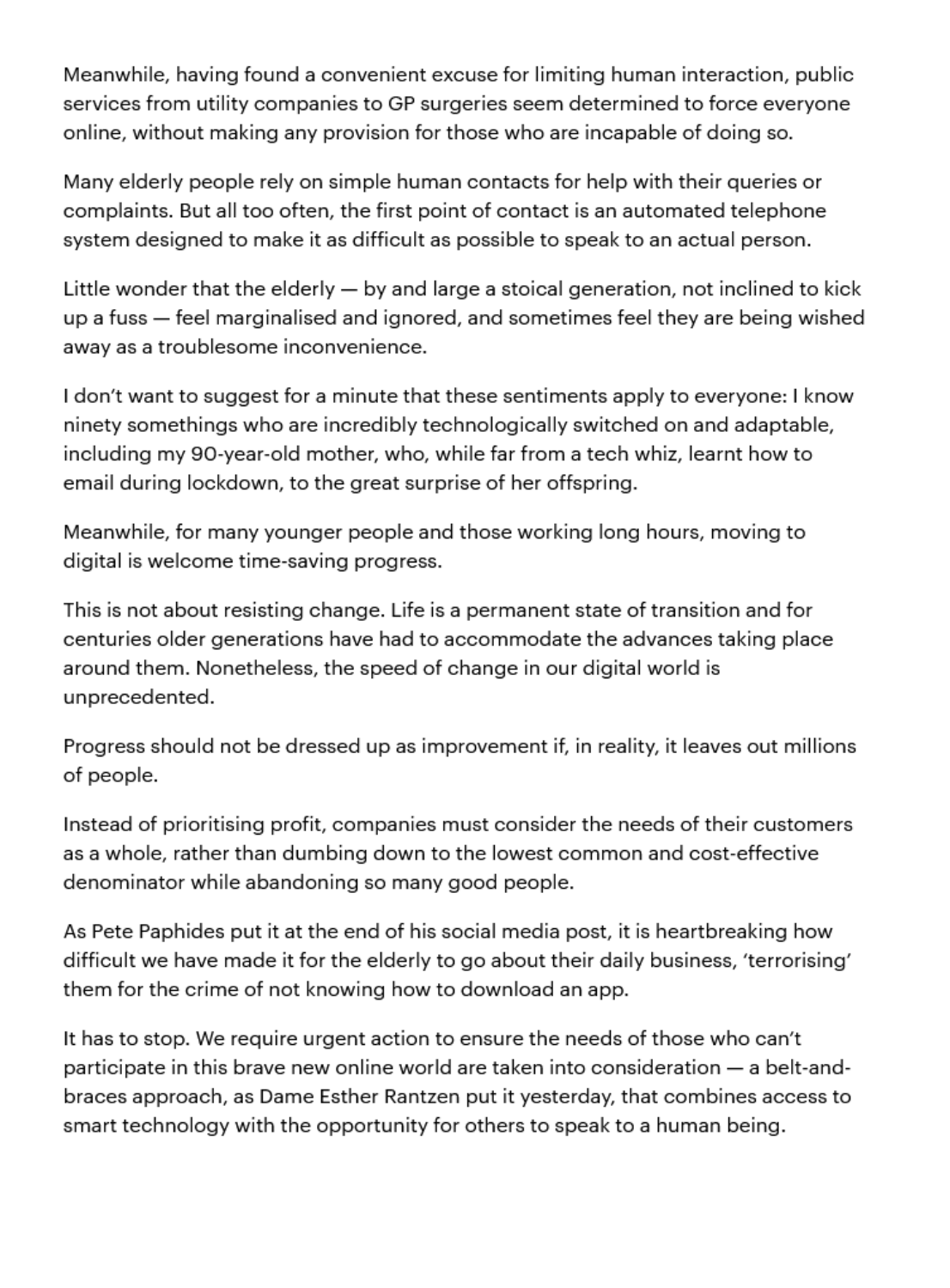Meanwhile, having found a convenient excuse for limiting human interaction, public services from utility companies to GP surgeries seem determined to force everyone online, without making any provision for those who are incapable of doing so.

Many elderly people rely on simple human contacts for help with their queries or complaints. But all too often, the first point of contact is an automated telephone system designed to make it as difficult as possible to speak to an actual person.

Little wonder that the elderly — by and large a stoical generation, not inclined to kick up a fuss — feel marginalised and ignored, and sometimes feel they are being wished away as a troublesome inconvenience.

I don't want to suggest for a minute that these sentiments apply to everyone: I know ninety somethings who are incredibly technologically switched on and adaptable, including my 90-year-old mother, who, while far from a tech whiz, learnt how to email during lockdown, to the great surprise of her offspring.

Meanwhile, for many younger people and those working long hours, moving to digital is welcome time-saving progress.

This is not about resisting change. Life is a permanent state of transition and for centuries older generations have had to accommodate the advances taking place around them. Nonetheless, the speed of change in our digital world is unprecedented.

Progress should not be dressed up as improvement if, in reality, it leaves out millions of people.

Instead of prioritising profit, companies must consider the needs of their customers as a whole, rather than dumbing down to the lowest common and cost-effective denominator while abandoning so many good people.

As Pete Paphides put it at the end of his social media post, it is heartbreaking how difficult we have made it for the elderly to go about their daily business, 'terrorising' them for the crime of not knowing how to download an app.

It has to stop. We require urgent action to ensure the needs of those who can't participate in this brave new online world are taken into consideration — a belt-and-braces approach, as Dame Esther Rantzen put it yesterday, that combines access to smart technology with the opportunity for others to speak to a human being.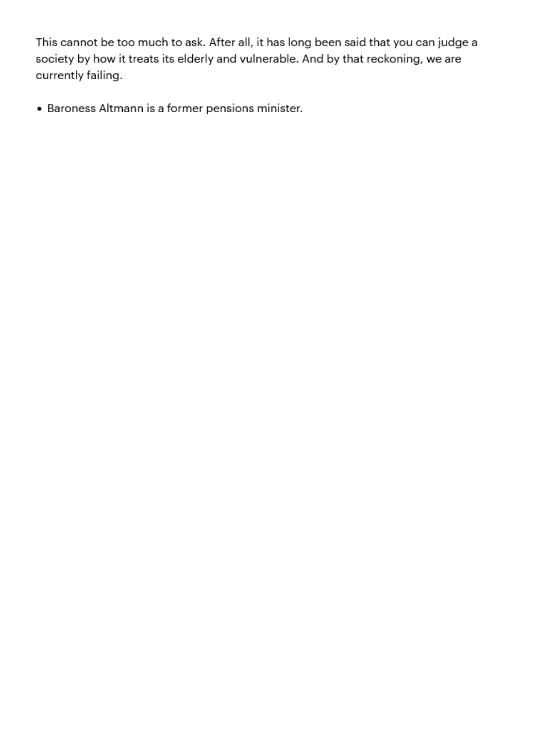This cannot be too much to ask. After all, it has long been said that you can judge a society by how it treats its elderly and vulnerable. And by that reckoning, we are currently failing.

- Baroness Altmann is a former pensions minister.